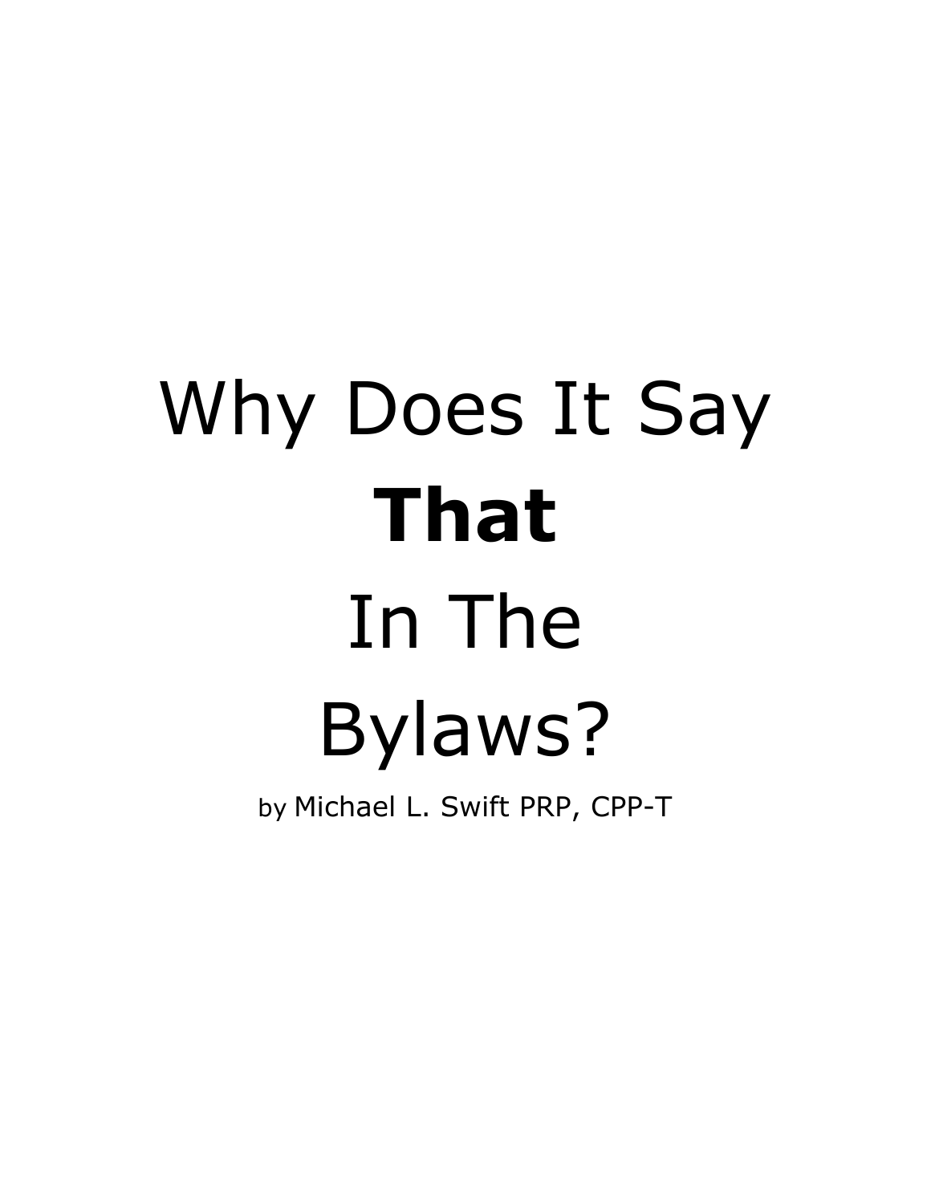# Why Does It Say **That** In The Bylaws?

by Michael L. Swift PRP, CPP-T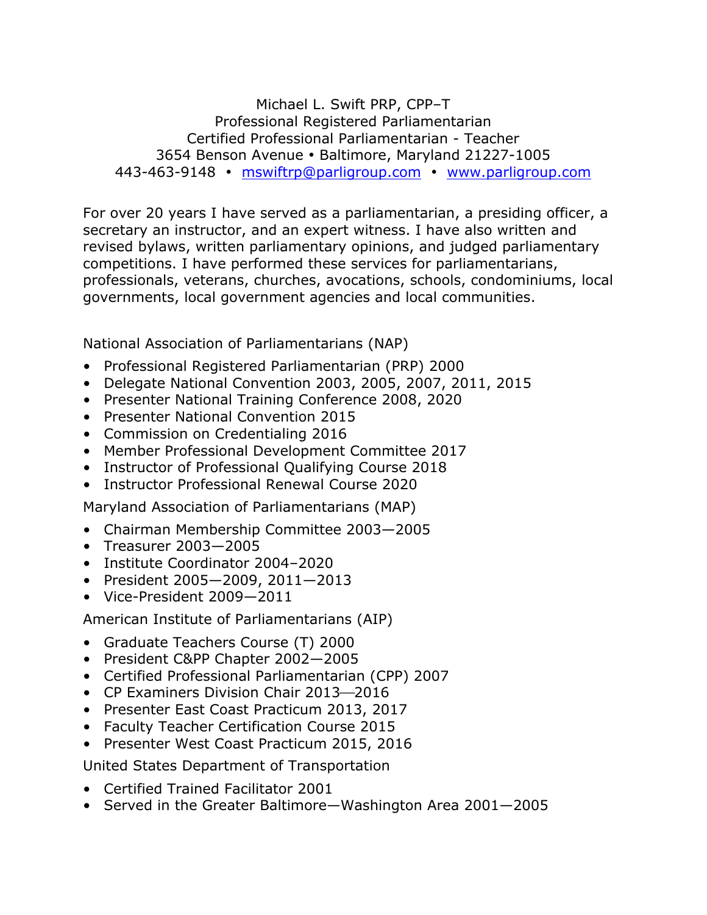Michael L. Swift PRP, CPP–T
Professional Registered Parliamentarian
Certified Professional Parliamentarian - Teacher
3654 Benson Avenue • Baltimore, Maryland 21227-1005
443-463-9148 • mswiftrp@parligroup.com • www.parligroup.com

For over 20 years I have served as a parliamentarian, a presiding officer, a secretary an instructor, and an expert witness. I have also written and revised bylaws, written parliamentary opinions, and judged parliamentary competitions. I have performed these services for parliamentarians, professionals, veterans, churches, avocations, schools, condominiums, local governments, local government agencies and local communities.

National Association of Parliamentarians (NAP)

- Professional Registered Parliamentarian (PRP) 2000
- Delegate National Convention 2003, 2005, 2007, 2011, 2015
- Presenter National Training Conference 2008, 2020
- Presenter National Convention 2015
- Commission on Credentialing 2016
- Member Professional Development Committee 2017
- Instructor of Professional Qualifying Course 2018
- Instructor Professional Renewal Course 2020

Maryland Association of Parliamentarians (MAP)

- Chairman Membership Committee 2003—2005
- Treasurer 2003—2005
- Institute Coordinator 2004–2020
- President 2005—2009, 2011—2013
- Vice-President 2009—2011

American Institute of Parliamentarians (AIP)

- Graduate Teachers Course (T) 2000
- President C&PP Chapter 2002—2005
- Certified Professional Parliamentarian (CPP) 2007
- CP Examiners Division Chair 2013—2016
- Presenter East Coast Practicum 2013, 2017
- Faculty Teacher Certification Course 2015
- Presenter West Coast Practicum 2015, 2016

United States Department of Transportation

- Certified Trained Facilitator 2001
- Served in the Greater Baltimore—Washington Area 2001—2005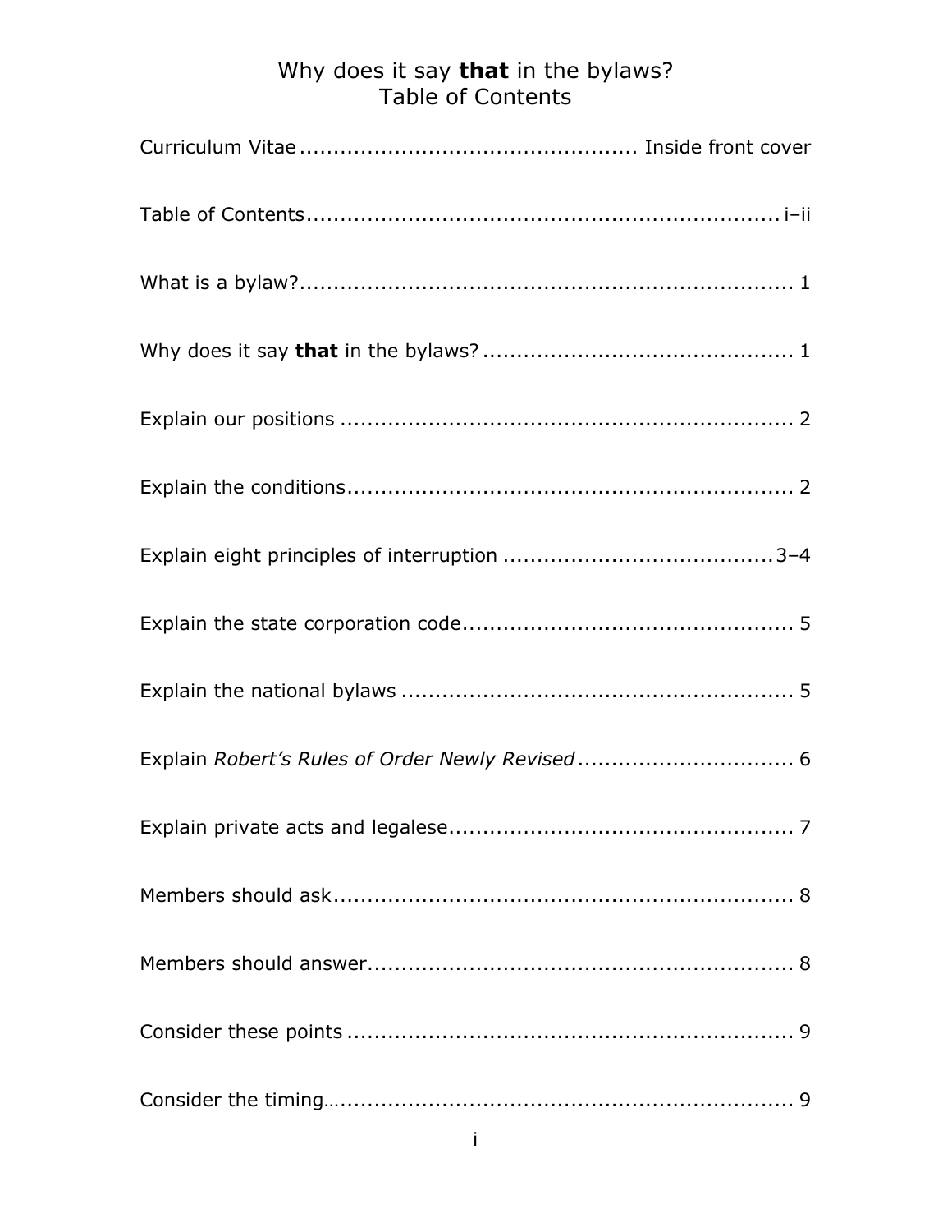# Why does it say **that** in the bylaws?
## Table of Contents

| | |
|---|---|
| Curriculum Vitae | Inside front cover |
| Table of Contents | i–ii |
| What is a bylaw? | 1 |
| Why does it say **that** in the bylaws? | 1 |
| Explain our positions | 2 |
| Explain the conditions | 2 |
| Explain eight principles of interruption | 3–4 |
| Explain the state corporation code | 5 |
| Explain the national bylaws | 5 |
| Explain *Robert's Rules of Order Newly Revised* | 6 |
| Explain private acts and legalese | 7 |
| Members should ask | 8 |
| Members should answer | 8 |
| Consider these points | 9 |
| Consider the timing | 9 |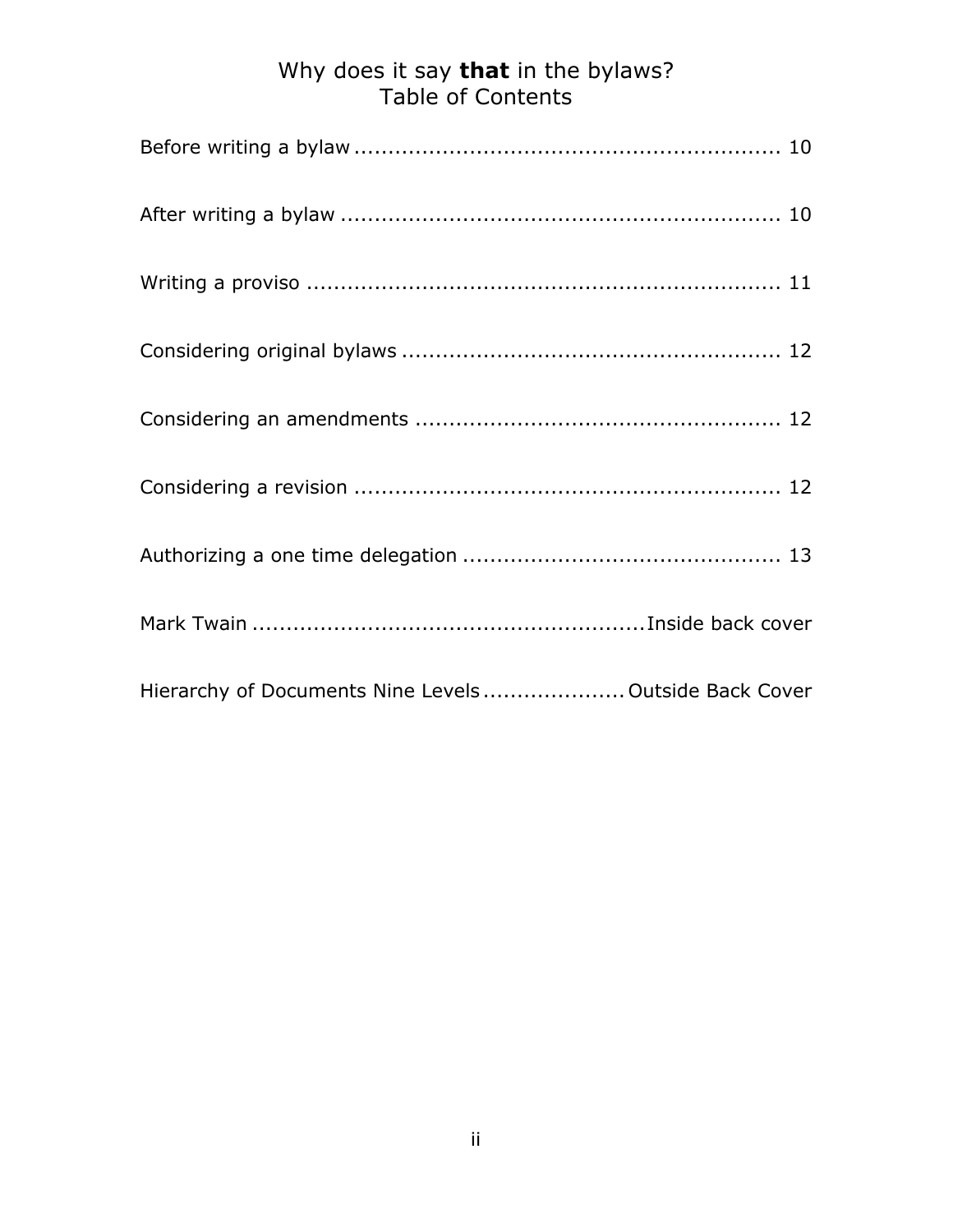# Why does it say **that** in the bylaws?
## Table of Contents

| | |
|---|---|
| Before writing a bylaw | 10 |
| After writing a bylaw | 10 |
| Writing a proviso | 11 |
| Considering original bylaws | 12 |
| Considering an amendments | 12 |
| Considering a revision | 12 |
| Authorizing a one time delegation | 13 |
| Mark Twain | Inside back cover |
| Hierarchy of Documents Nine Levels | Outside Back Cover |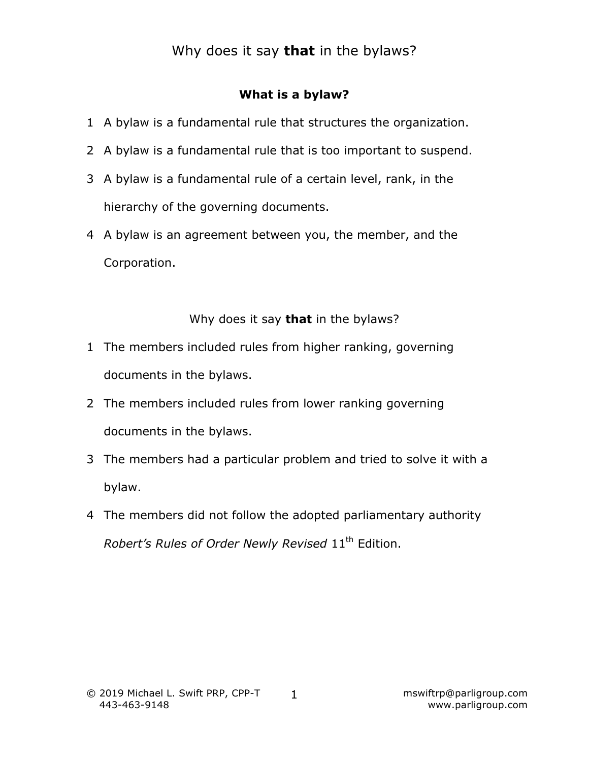# Why does it say **that** in the bylaws?

## What is a bylaw?

1 A bylaw is a fundamental rule that structures the organization.

2 A bylaw is a fundamental rule that is too important to suspend.

3 A bylaw is a fundamental rule of a certain level, rank, in the hierarchy of the governing documents.

4 A bylaw is an agreement between you, the member, and the Corporation.

## Why does it say **that** in the bylaws?

1 The members included rules from higher ranking, governing documents in the bylaws.

2 The members included rules from lower ranking governing documents in the bylaws.

3 The members had a particular problem and tried to solve it with a bylaw.

4 The members did not follow the adopted parliamentary authority *Robert's Rules of Order Newly Revised* 11th Edition.

© 2019 Michael L. Swift PRP, CPP-T
443-463-9148

mswiftrp@parligroup.com
www.parligroup.com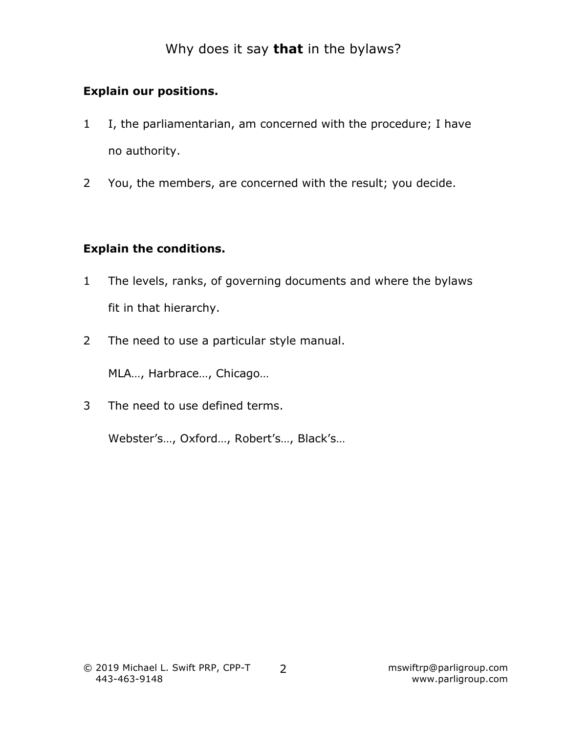# Why does it say **that** in the bylaws?

**Explain our positions.**

1 I, the parliamentarian, am concerned with the procedure; I have no authority.

2 You, the members, are concerned with the result; you decide.

**Explain the conditions.**

1 The levels, ranks, of governing documents and where the bylaws fit in that hierarchy.

2 The need to use a particular style manual.

MLA…, Harbrace…, Chicago…

3 The need to use defined terms.

Webster's…, Oxford…, Robert's…, Black's…

© 2019 Michael L. Swift PRP, CPP-T
443-463-9148

mswiftrp@parligroup.com
www.parligroup.com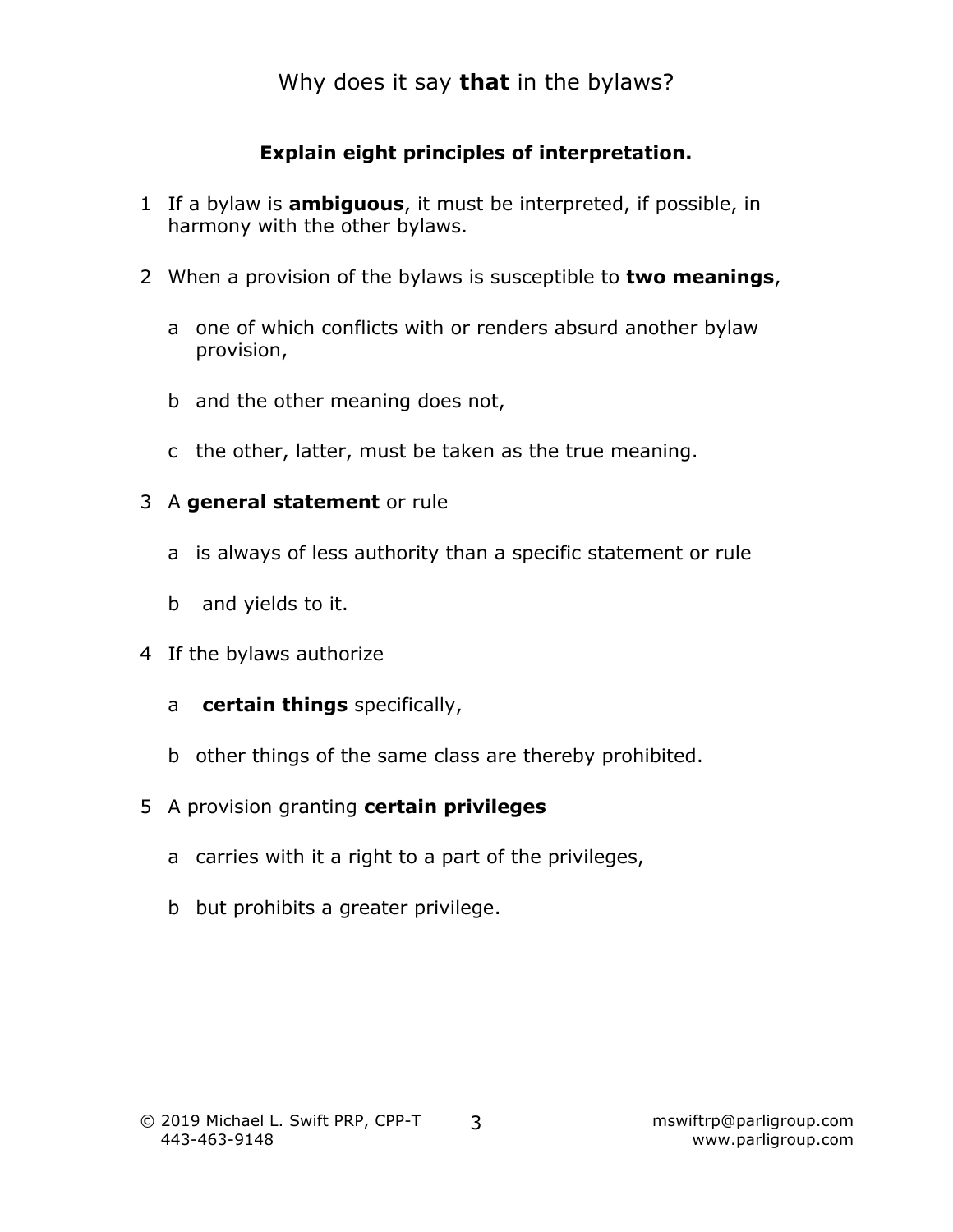Why does it say **that** in the bylaws?

### Explain eight principles of interpretation.

1 If a bylaw is **ambiguous**, it must be interpreted, if possible, in harmony with the other bylaws.

2 When a provision of the bylaws is susceptible to **two meanings**,

  a one of which conflicts with or renders absurd another bylaw provision,

  b and the other meaning does not,

  c the other, latter, must be taken as the true meaning.

3 A **general statement** or rule

  a is always of less authority than a specific statement or rule

  b and yields to it.

4 If the bylaws authorize

  a **certain things** specifically,

  b other things of the same class are thereby prohibited.

5 A provision granting **certain privileges**

  a carries with it a right to a part of the privileges,

  b but prohibits a greater privilege.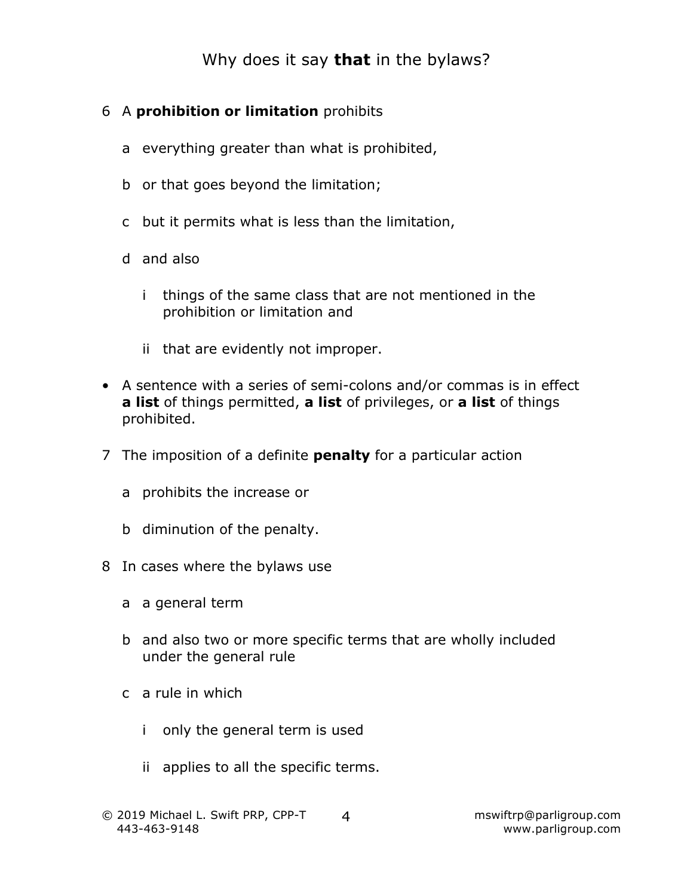6 A **prohibition or limitation** prohibits

   a everything greater than what is prohibited,

   b or that goes beyond the limitation;

   c but it permits what is less than the limitation,

   d and also

      i things of the same class that are not mentioned in the prohibition or limitation and

      ii that are evidently not improper.

- A sentence with a series of semi-colons and/or commas is in effect **a list** of things permitted, **a list** of privileges, or **a list** of things prohibited.

7 The imposition of a definite **penalty** for a particular action

   a prohibits the increase or

   b diminution of the penalty.

8 In cases where the bylaws use

   a a general term

   b and also two or more specific terms that are wholly included under the general rule

   c a rule in which

      i only the general term is used

      ii applies to all the specific terms.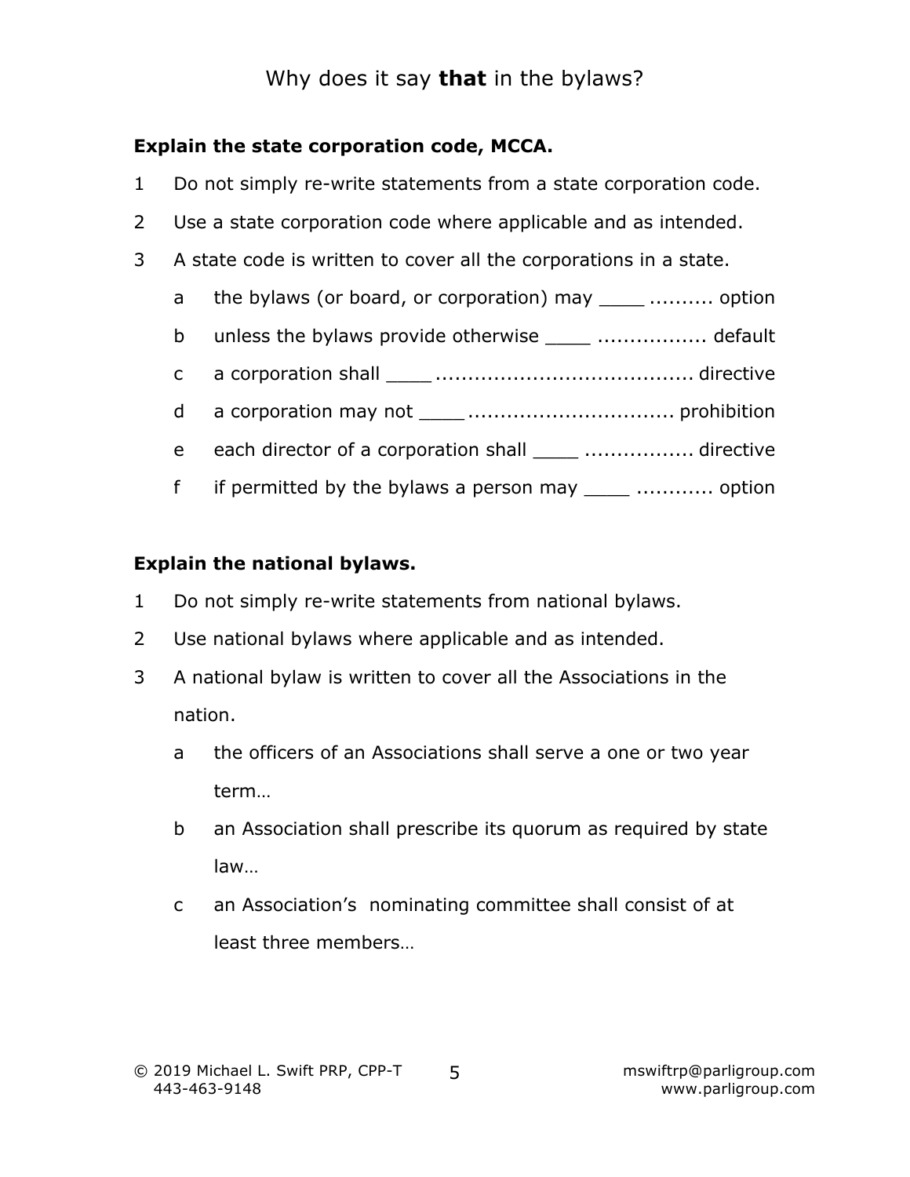# Why does it say **that** in the bylaws?

**Explain the state corporation code, MCCA.**

1 Do not simply re-write statements from a state corporation code.

2 Use a state corporation code where applicable and as intended.

3 A state code is written to cover all the corporations in a state.

   a the bylaws (or board, or corporation) may ____ .......... option

   b unless the bylaws provide otherwise ____ ................ default

   c a corporation shall ____ ...................................... directive

   d a corporation may not ____ .............................. prohibition

   e each director of a corporation shall ____ ................ directive

   f if permitted by the bylaws a person may ____ ........... option

**Explain the national bylaws.**

1 Do not simply re-write statements from national bylaws.

2 Use national bylaws where applicable and as intended.

3 A national bylaw is written to cover all the Associations in the nation.

   a the officers of an Associations shall serve a one or two year term…

   b an Association shall prescribe its quorum as required by state law…

   c an Association's nominating committee shall consist of at least three members…

© 2019 Michael L. Swift PRP, CPP-T
443-463-9148

mswiftrp@parligroup.com
www.parligroup.com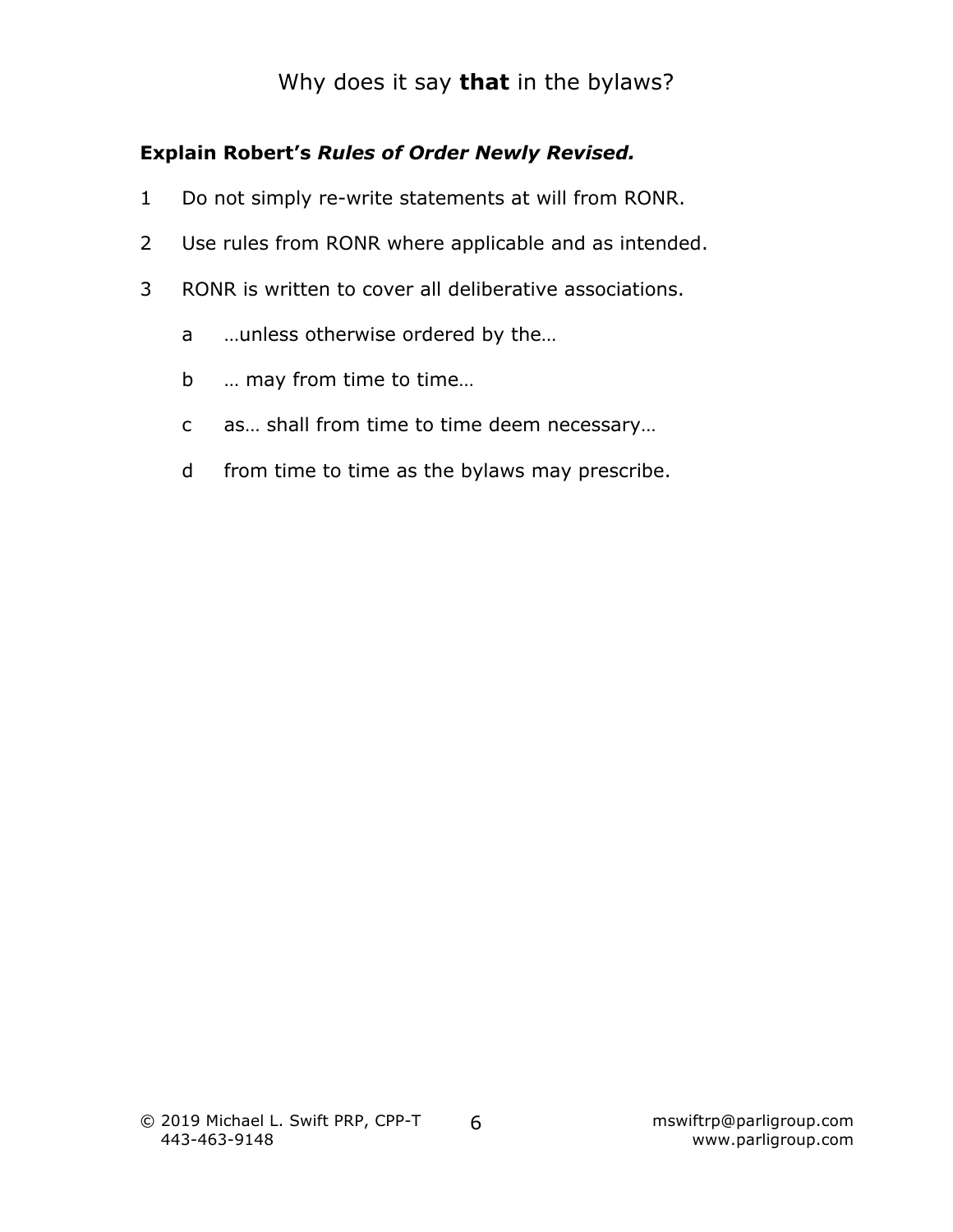Why does it say **that** in the bylaws?

**Explain Robert's *Rules of Order Newly Revised.***

1. Do not simply re-write statements at will from RONR.
2. Use rules from RONR where applicable and as intended.
3. RONR is written to cover all deliberative associations.
   a. …unless otherwise ordered by the…
   b. … may from time to time…
   c. as… shall from time to time deem necessary…
   d. from time to time as the bylaws may prescribe.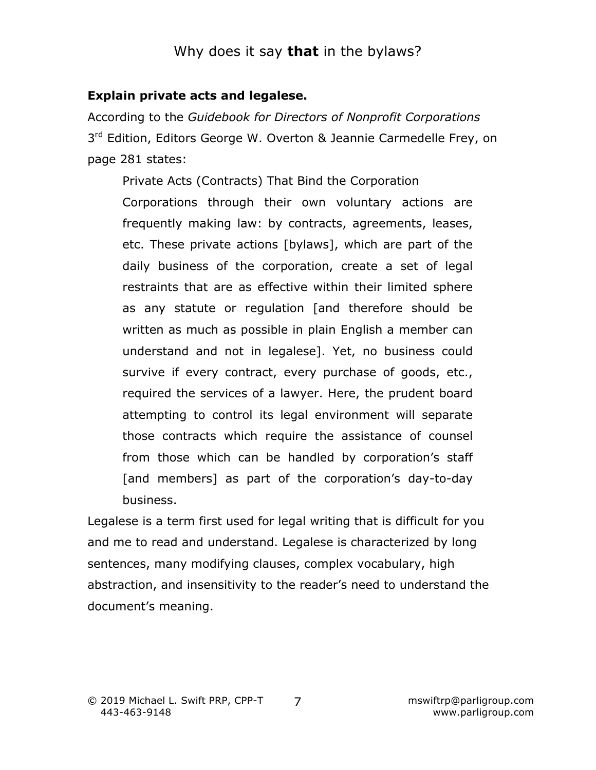**Explain private acts and legalese.**

According to the *Guidebook for Directors of Nonprofit Corporations* 3rd Edition, Editors George W. Overton & Jeannie Carmedelle Frey, on page 281 states:

> Private Acts (Contracts) That Bind the Corporation
>
> Corporations through their own voluntary actions are frequently making law: by contracts, agreements, leases, etc. These private actions [bylaws], which are part of the daily business of the corporation, create a set of legal restraints that are as effective within their limited sphere as any statute or regulation [and therefore should be written as much as possible in plain English a member can understand and not in legalese]. Yet, no business could survive if every contract, every purchase of goods, etc., required the services of a lawyer. Here, the prudent board attempting to control its legal environment will separate those contracts which require the assistance of counsel from those which can be handled by corporation's staff [and members] as part of the corporation's day-to-day business.

Legalese is a term first used for legal writing that is difficult for you and me to read and understand. Legalese is characterized by long sentences, many modifying clauses, complex vocabulary, high abstraction, and insensitivity to the reader's need to understand the document's meaning.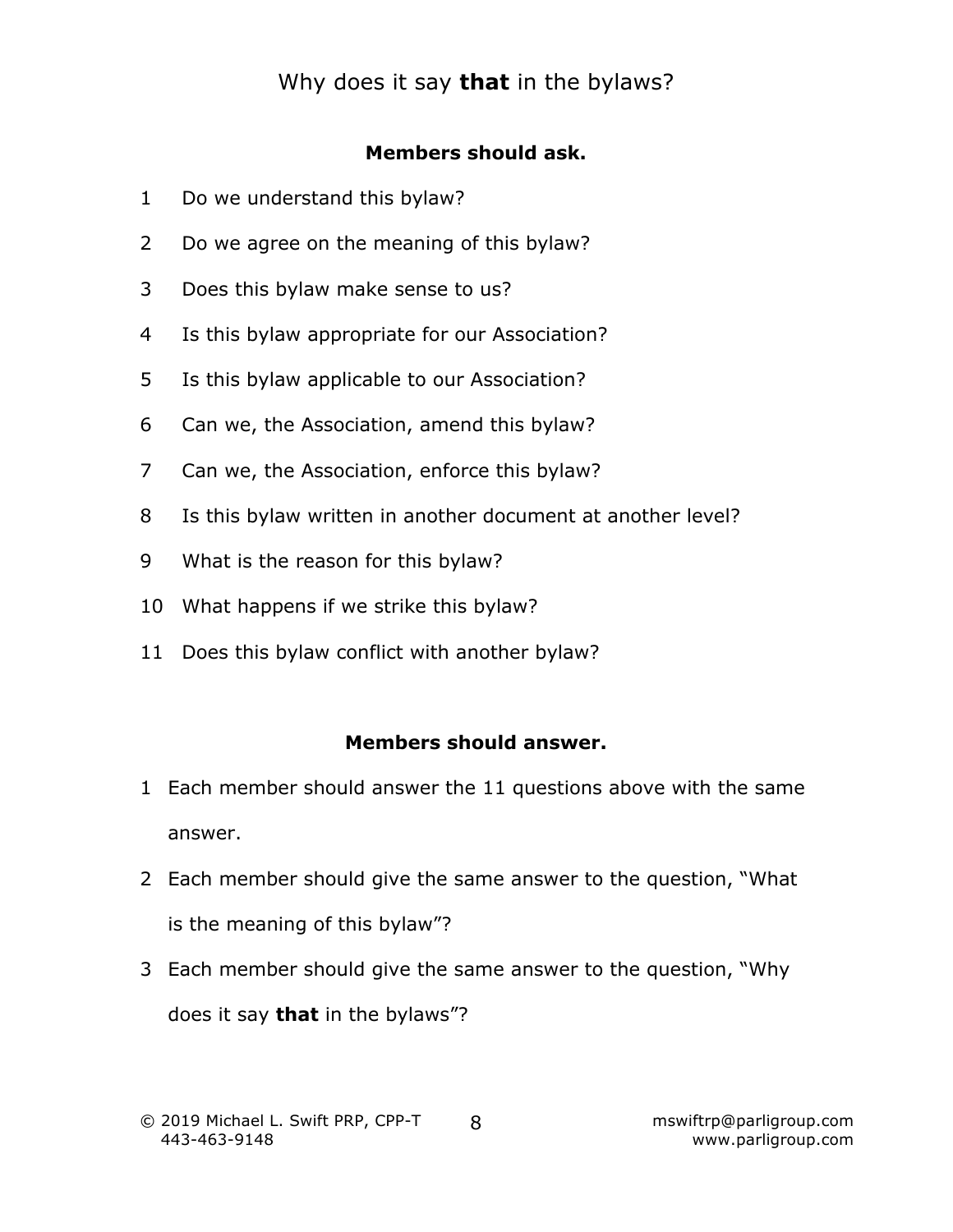# Why does it say **that** in the bylaws?

**Members should ask.**

1. Do we understand this bylaw?
2. Do we agree on the meaning of this bylaw?
3. Does this bylaw make sense to us?
4. Is this bylaw appropriate for our Association?
5. Is this bylaw applicable to our Association?
6. Can we, the Association, amend this bylaw?
7. Can we, the Association, enforce this bylaw?
8. Is this bylaw written in another document at another level?
9. What is the reason for this bylaw?
10. What happens if we strike this bylaw?
11. Does this bylaw conflict with another bylaw?

**Members should answer.**

1. Each member should answer the 11 questions above with the same answer.
2. Each member should give the same answer to the question, "What is the meaning of this bylaw"?
3. Each member should give the same answer to the question, "Why does it say **that** in the bylaws"?

© 2019 Michael L. Swift PRP, CPP-T
443-463-9148

mswiftrp@parligroup.com
www.parligroup.com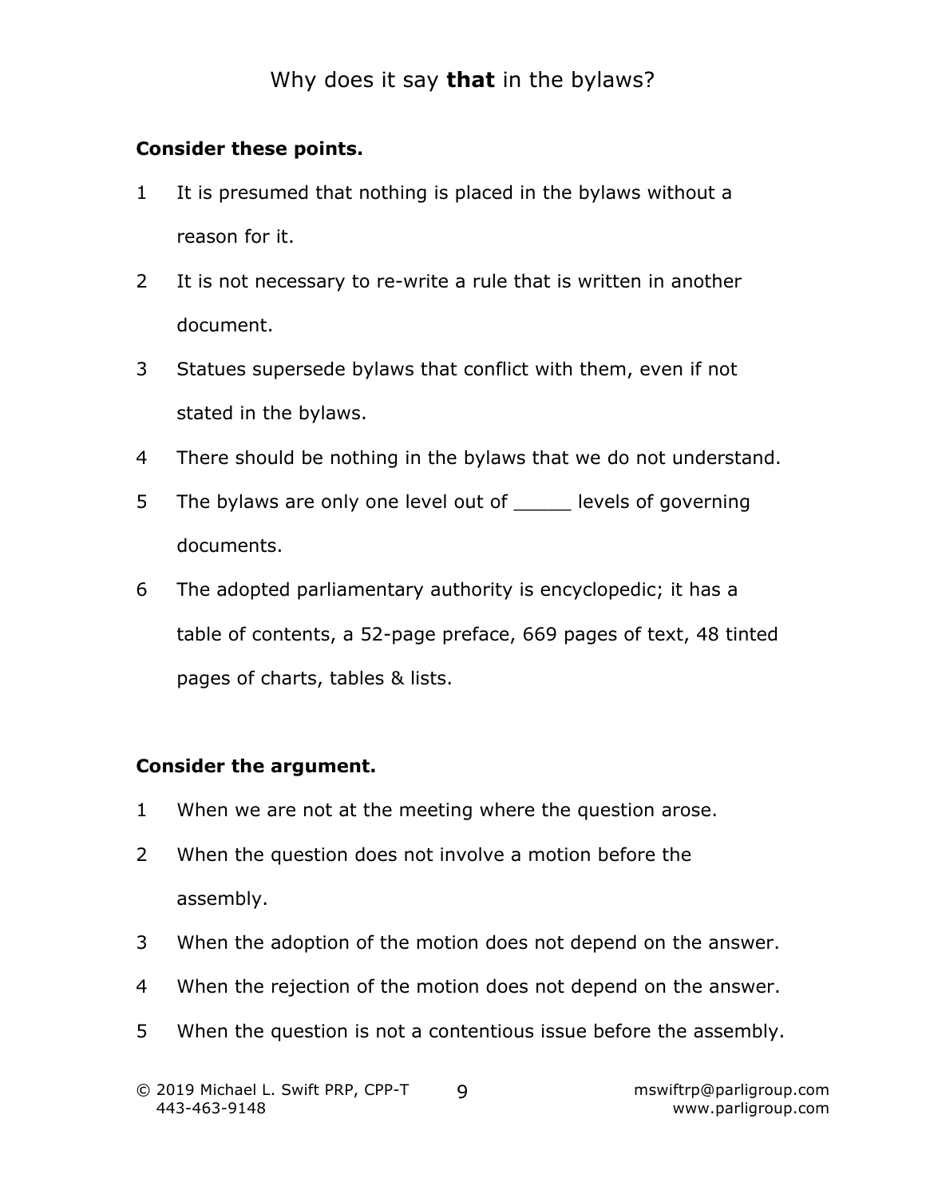# Why does it say **that** in the bylaws?

**Consider these points.**

1. It is presumed that nothing is placed in the bylaws without a reason for it.
2. It is not necessary to re-write a rule that is written in another document.
3. Statues supersede bylaws that conflict with them, even if not stated in the bylaws.
4. There should be nothing in the bylaws that we do not understand.
5. The bylaws are only one level out of _____ levels of governing documents.
6. The adopted parliamentary authority is encyclopedic; it has a table of contents, a 52-page preface, 669 pages of text, 48 tinted pages of charts, tables & lists.

**Consider the argument.**

1. When we are not at the meeting where the question arose.
2. When the question does not involve a motion before the assembly.
3. When the adoption of the motion does not depend on the answer.
4. When the rejection of the motion does not depend on the answer.
5. When the question is not a contentious issue before the assembly.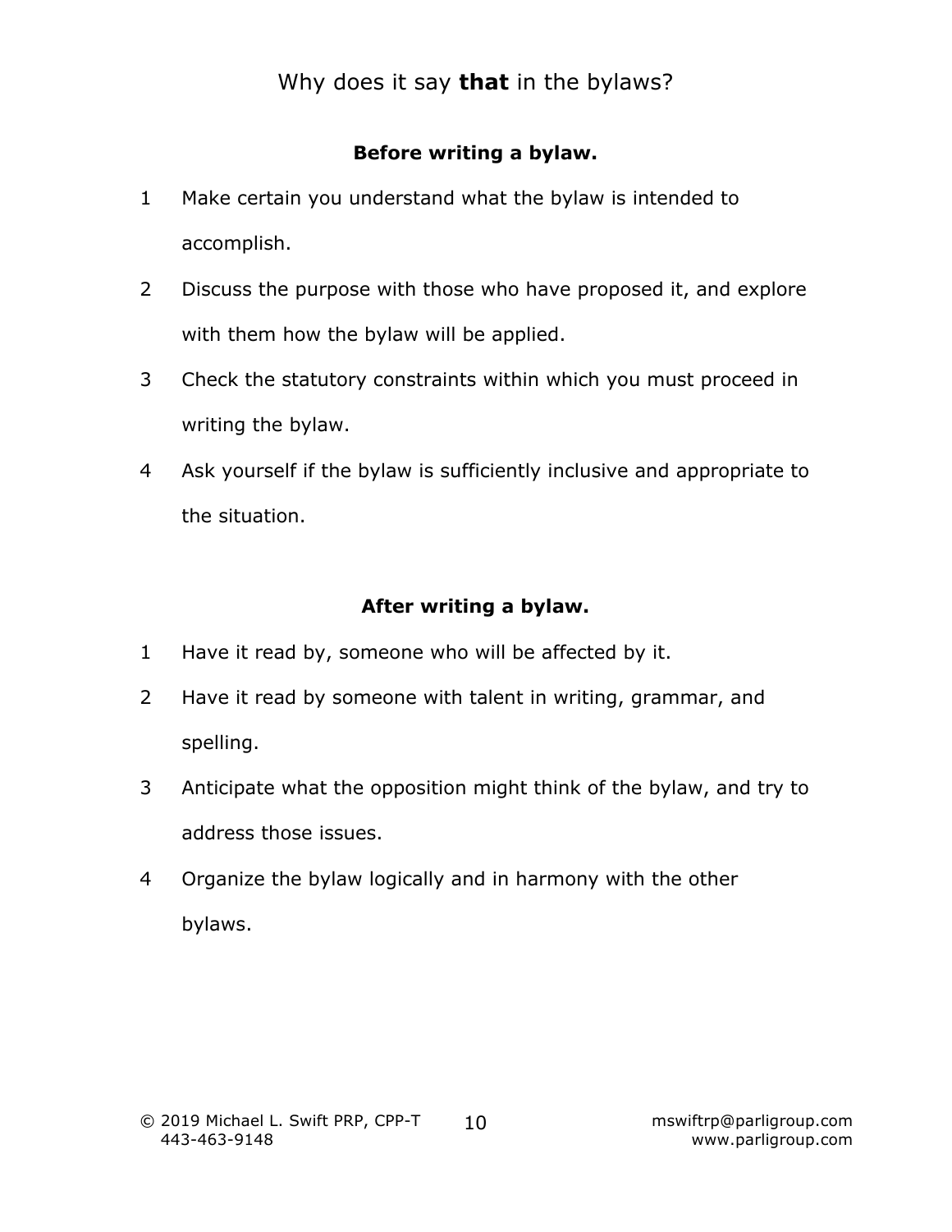Why does it say **that** in the bylaws?

**Before writing a bylaw.**

1. Make certain you understand what the bylaw is intended to accomplish.
2. Discuss the purpose with those who have proposed it, and explore with them how the bylaw will be applied.
3. Check the statutory constraints within which you must proceed in writing the bylaw.
4. Ask yourself if the bylaw is sufficiently inclusive and appropriate to the situation.

**After writing a bylaw.**

1. Have it read by, someone who will be affected by it.
2. Have it read by someone with talent in writing, grammar, and spelling.
3. Anticipate what the opposition might think of the bylaw, and try to address those issues.
4. Organize the bylaw logically and in harmony with the other bylaws.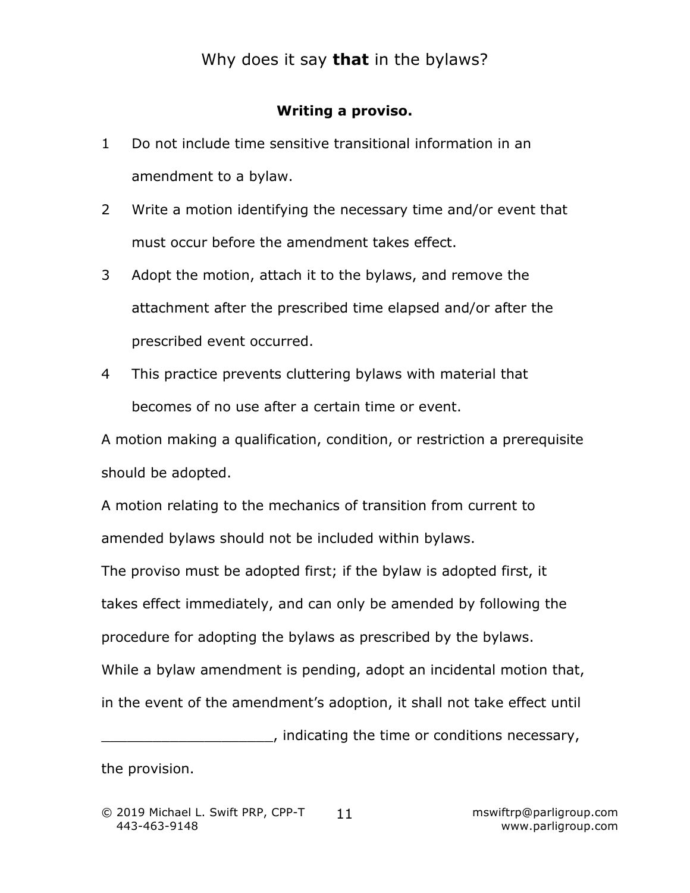## Writing a proviso.

1. Do not include time sensitive transitional information in an amendment to a bylaw.
2. Write a motion identifying the necessary time and/or event that must occur before the amendment takes effect.
3. Adopt the motion, attach it to the bylaws, and remove the attachment after the prescribed time elapsed and/or after the prescribed event occurred.
4. This practice prevents cluttering bylaws with material that becomes of no use after a certain time or event.

A motion making a qualification, condition, or restriction a prerequisite should be adopted.

A motion relating to the mechanics of transition from current to amended bylaws should not be included within bylaws.

The proviso must be adopted first; if the bylaw is adopted first, it takes effect immediately, and can only be amended by following the procedure for adopting the bylaws as prescribed by the bylaws.

While a bylaw amendment is pending, adopt an incidental motion that, in the event of the amendment's adoption, it shall not take effect until ____________________, indicating the time or conditions necessary, the provision.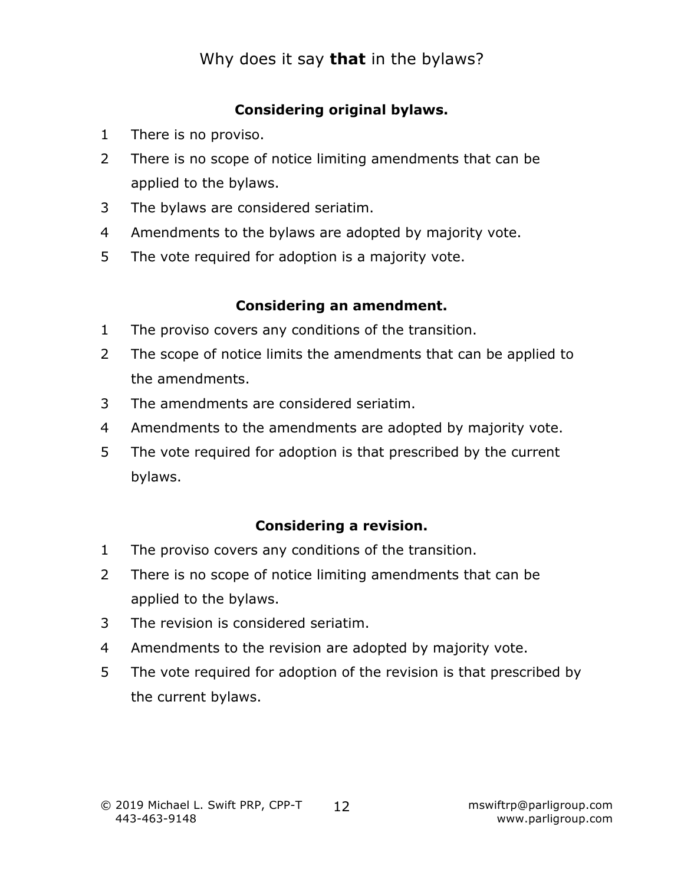Why does it say **that** in the bylaws?

### Considering original bylaws.

1 There is no proviso.
2 There is no scope of notice limiting amendments that can be applied to the bylaws.
3 The bylaws are considered seriatim.
4 Amendments to the bylaws are adopted by majority vote.
5 The vote required for adoption is a majority vote.

### Considering an amendment.

1 The proviso covers any conditions of the transition.
2 The scope of notice limits the amendments that can be applied to the amendments.
3 The amendments are considered seriatim.
4 Amendments to the amendments are adopted by majority vote.
5 The vote required for adoption is that prescribed by the current bylaws.

### Considering a revision.

1 The proviso covers any conditions of the transition.
2 There is no scope of notice limiting amendments that can be applied to the bylaws.
3 The revision is considered seriatim.
4 Amendments to the revision are adopted by majority vote.
5 The vote required for adoption of the revision is that prescribed by the current bylaws.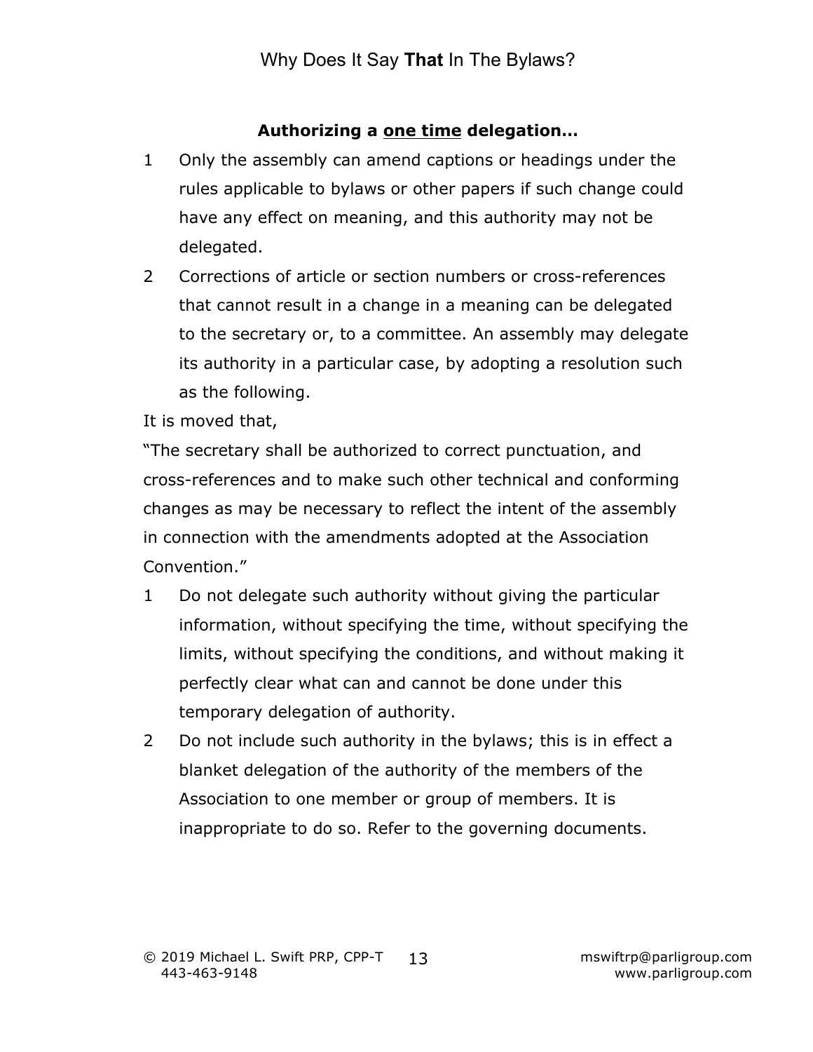**Authorizing a <u>one time</u> delegation…**

1 Only the assembly can amend captions or headings under the rules applicable to bylaws or other papers if such change could have any effect on meaning, and this authority may not be delegated.

2 Corrections of article or section numbers or cross-references that cannot result in a change in a meaning can be delegated to the secretary or, to a committee. An assembly may delegate its authority in a particular case, by adopting a resolution such as the following.

It is moved that,

"The secretary shall be authorized to correct punctuation, and cross-references and to make such other technical and conforming changes as may be necessary to reflect the intent of the assembly in connection with the amendments adopted at the Association Convention."

1 Do not delegate such authority without giving the particular information, without specifying the time, without specifying the limits, without specifying the conditions, and without making it perfectly clear what can and cannot be done under this temporary delegation of authority.

2 Do not include such authority in the bylaws; this is in effect a blanket delegation of the authority of the members of the Association to one member or group of members. It is inappropriate to do so. Refer to the governing documents.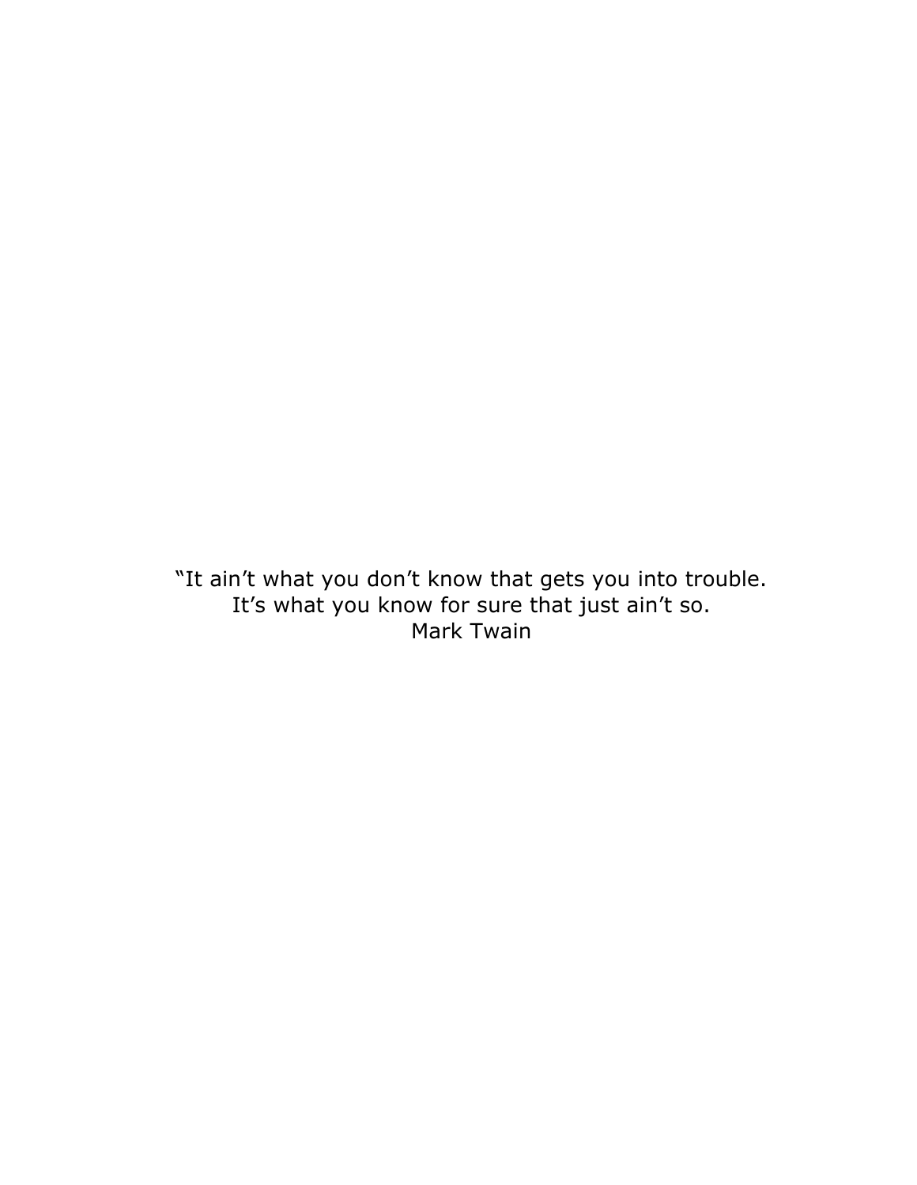"It ain't what you don't know that gets you into trouble.
It's what you know for sure that just ain't so.
Mark Twain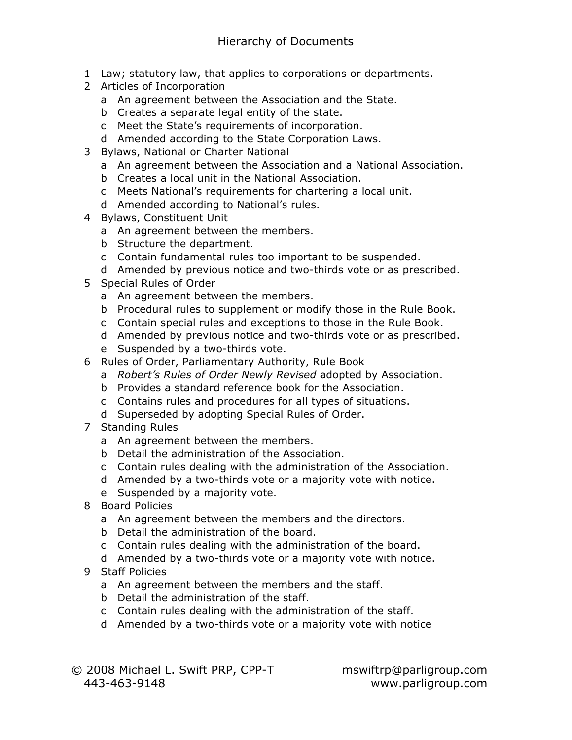# Hierarchy of Documents

1. Law; statutory law, that applies to corporations or departments.
2. Articles of Incorporation
   - a An agreement between the Association and the State.
   - b Creates a separate legal entity of the state.
   - c Meet the State's requirements of incorporation.
   - d Amended according to the State Corporation Laws.
3. Bylaws, National or Charter National
   - a An agreement between the Association and a National Association.
   - b Creates a local unit in the National Association.
   - c Meets National's requirements for chartering a local unit.
   - d Amended according to National's rules.
4. Bylaws, Constituent Unit
   - a An agreement between the members.
   - b Structure the department.
   - c Contain fundamental rules too important to be suspended.
   - d Amended by previous notice and two-thirds vote or as prescribed.
5. Special Rules of Order
   - a An agreement between the members.
   - b Procedural rules to supplement or modify those in the Rule Book.
   - c Contain special rules and exceptions to those in the Rule Book.
   - d Amended by previous notice and two-thirds vote or as prescribed.
   - e Suspended by a two-thirds vote.
6. Rules of Order, Parliamentary Authority, Rule Book
   - a *Robert's Rules of Order Newly Revised* adopted by Association.
   - b Provides a standard reference book for the Association.
   - c Contains rules and procedures for all types of situations.
   - d Superseded by adopting Special Rules of Order.
7. Standing Rules
   - a An agreement between the members.
   - b Detail the administration of the Association.
   - c Contain rules dealing with the administration of the Association.
   - d Amended by a two-thirds vote or a majority vote with notice.
   - e Suspended by a majority vote.
8. Board Policies
   - a An agreement between the members and the directors.
   - b Detail the administration of the board.
   - c Contain rules dealing with the administration of the board.
   - d Amended by a two-thirds vote or a majority vote with notice.
9. Staff Policies
   - a An agreement between the members and the staff.
   - b Detail the administration of the staff.
   - c Contain rules dealing with the administration of the staff.
   - d Amended by a two-thirds vote or a majority vote with notice

© 2008 Michael L. Swift PRP, CPP-T
443-463-9148

mswiftrp@parligroup.com
www.parligroup.com